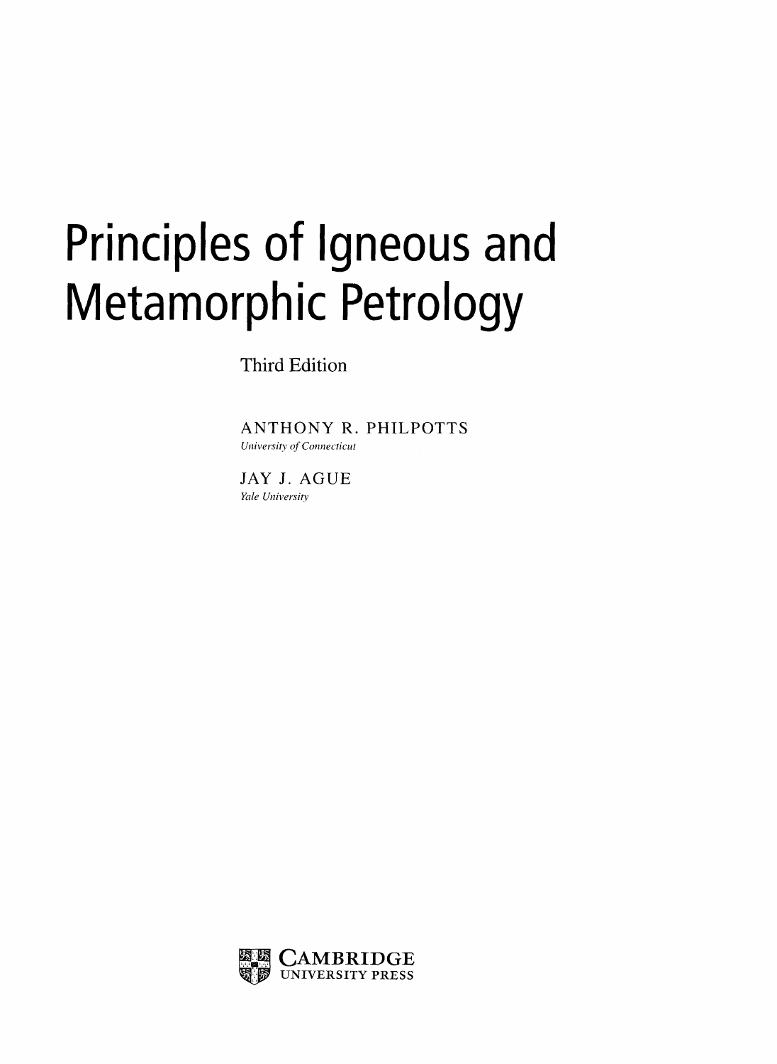# Principles of Igneous and Metamorphic Petrology

Third Edition

ANTHONY R. PHILPOTTS
*University of Connecticut*

JAY J. AGUE
*Yale University*

CAMBRIDGE
UNIVERSITY PRESS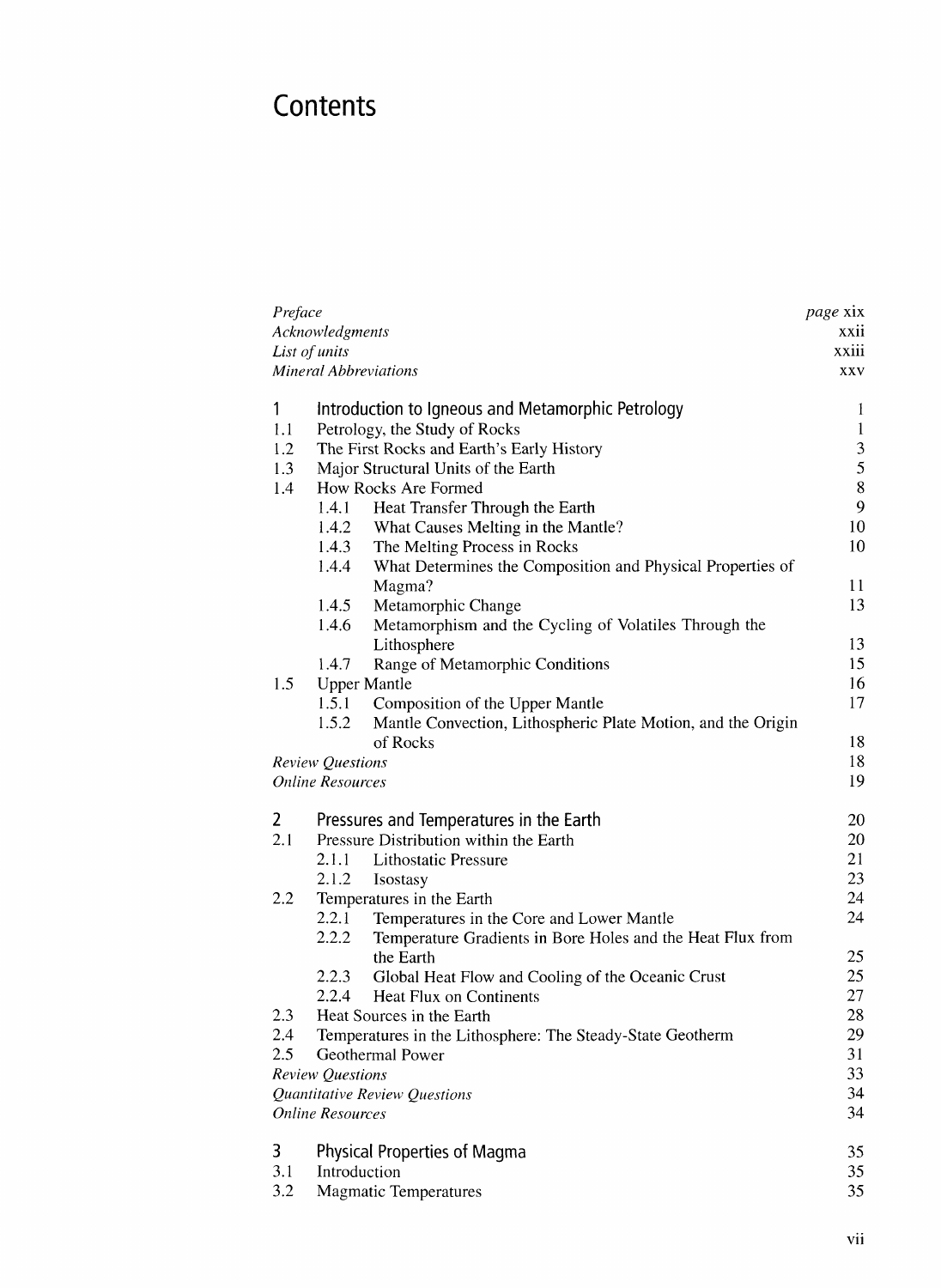# Contents

| | | |
|---|---|---|
| *Preface* | | *page* xix |
| *Acknowledgments* | | xxii |
| *List of units* | | xxiii |
| *Mineral Abbreviations* | | xxv |
| **1** | **Introduction to Igneous and Metamorphic Petrology** | 1 |
| 1.1 | Petrology, the Study of Rocks | 1 |
| 1.2 | The First Rocks and Earth's Early History | 3 |
| 1.3 | Major Structural Units of the Earth | 5 |
| 1.4 | How Rocks Are Formed | 8 |
| | 1.4.1 Heat Transfer Through the Earth | 9 |
| | 1.4.2 What Causes Melting in the Mantle? | 10 |
| | 1.4.3 The Melting Process in Rocks | 10 |
| | 1.4.4 What Determines the Composition and Physical Properties of Magma? | 11 |
| | 1.4.5 Metamorphic Change | 13 |
| | 1.4.6 Metamorphism and the Cycling of Volatiles Through the Lithosphere | 13 |
| | 1.4.7 Range of Metamorphic Conditions | 15 |
| 1.5 | Upper Mantle | 16 |
| | 1.5.1 Composition of the Upper Mantle | 17 |
| | 1.5.2 Mantle Convection, Lithospheric Plate Motion, and the Origin of Rocks | 18 |
| *Review Questions* | | 18 |
| *Online Resources* | | 19 |
| **2** | **Pressures and Temperatures in the Earth** | 20 |
| 2.1 | Pressure Distribution within the Earth | 20 |
| | 2.1.1 Lithostatic Pressure | 21 |
| | 2.1.2 Isostasy | 23 |
| 2.2 | Temperatures in the Earth | 24 |
| | 2.2.1 Temperatures in the Core and Lower Mantle | 24 |
| | 2.2.2 Temperature Gradients in Bore Holes and the Heat Flux from the Earth | 25 |
| | 2.2.3 Global Heat Flow and Cooling of the Oceanic Crust | 25 |
| | 2.2.4 Heat Flux on Continents | 27 |
| 2.3 | Heat Sources in the Earth | 28 |
| 2.4 | Temperatures in the Lithosphere: The Steady-State Geotherm | 29 |
| 2.5 | Geothermal Power | 31 |
| *Review Questions* | | 33 |
| *Quantitative Review Questions* | | 34 |
| *Online Resources* | | 34 |
| **3** | **Physical Properties of Magma** | 35 |
| 3.1 | Introduction | 35 |
| 3.2 | Magmatic Temperatures | 35 |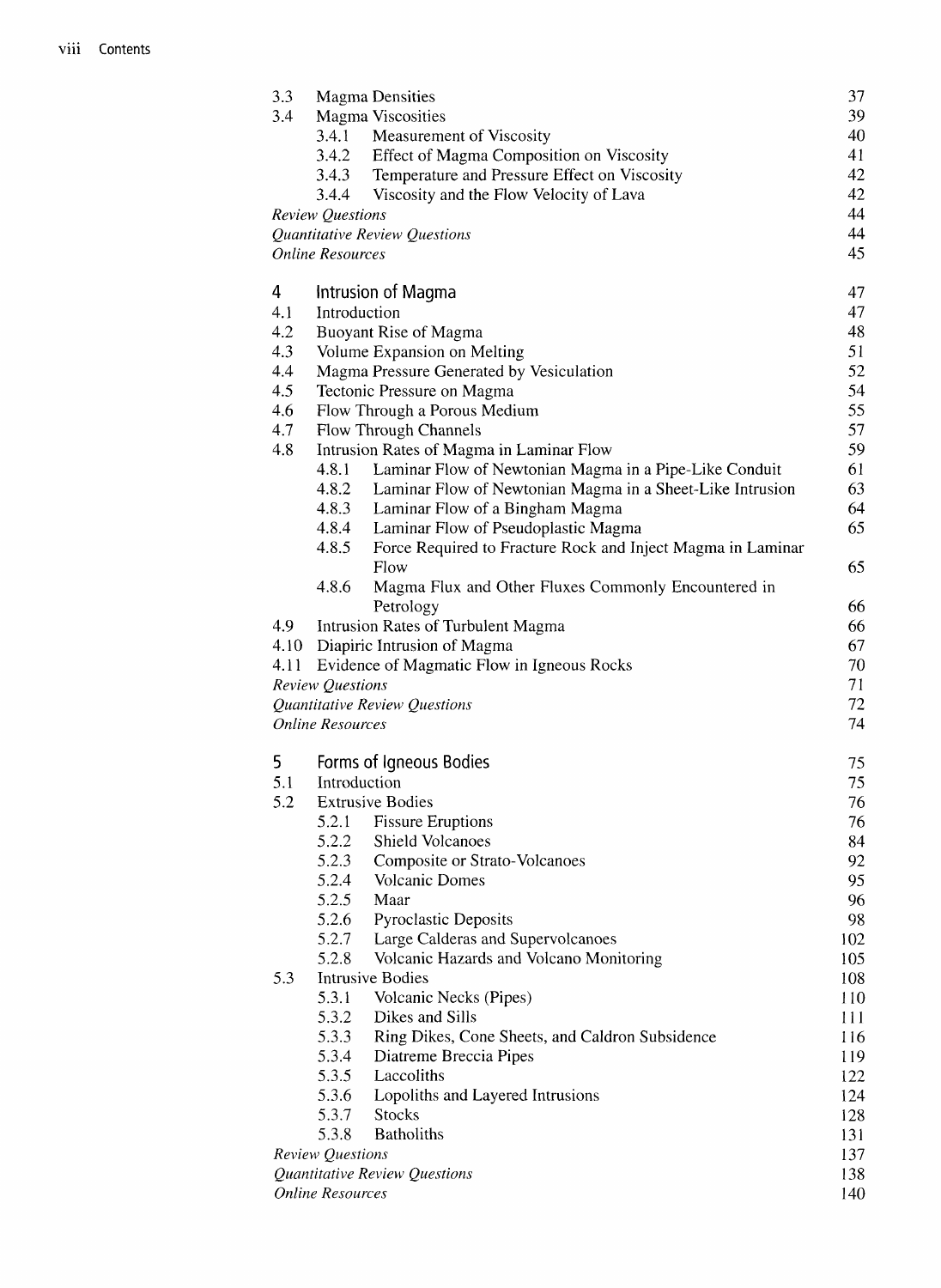| | | |
|---|---|---|
| 3.3 | Magma Densities | 37 |
| 3.4 | Magma Viscosities | 39 |
| | 3.4.1 Measurement of Viscosity | 40 |
| | 3.4.2 Effect of Magma Composition on Viscosity | 41 |
| | 3.4.3 Temperature and Pressure Effect on Viscosity | 42 |
| | 3.4.4 Viscosity and the Flow Velocity of Lava | 42 |
| | *Review Questions* | 44 |
| | *Quantitative Review Questions* | 44 |
| | *Online Resources* | 45 |

## 4 Intrusion of Magma — 47

| | | |
|---|---|---|
| 4.1 | Introduction | 47 |
| 4.2 | Buoyant Rise of Magma | 48 |
| 4.3 | Volume Expansion on Melting | 51 |
| 4.4 | Magma Pressure Generated by Vesiculation | 52 |
| 4.5 | Tectonic Pressure on Magma | 54 |
| 4.6 | Flow Through a Porous Medium | 55 |
| 4.7 | Flow Through Channels | 57 |
| 4.8 | Intrusion Rates of Magma in Laminar Flow | 59 |
| | 4.8.1 Laminar Flow of Newtonian Magma in a Pipe-Like Conduit | 61 |
| | 4.8.2 Laminar Flow of Newtonian Magma in a Sheet-Like Intrusion | 63 |
| | 4.8.3 Laminar Flow of a Bingham Magma | 64 |
| | 4.8.4 Laminar Flow of Pseudoplastic Magma | 65 |
| | 4.8.5 Force Required to Fracture Rock and Inject Magma in Laminar Flow | 65 |
| | 4.8.6 Magma Flux and Other Fluxes Commonly Encountered in Petrology | 66 |
| 4.9 | Intrusion Rates of Turbulent Magma | 66 |
| 4.10 | Diapiric Intrusion of Magma | 67 |
| 4.11 | Evidence of Magmatic Flow in Igneous Rocks | 70 |
| | *Review Questions* | 71 |
| | *Quantitative Review Questions* | 72 |
| | *Online Resources* | 74 |

## 5 Forms of Igneous Bodies — 75

| | | |
|---|---|---|
| 5.1 | Introduction | 75 |
| 5.2 | Extrusive Bodies | 76 |
| | 5.2.1 Fissure Eruptions | 76 |
| | 5.2.2 Shield Volcanoes | 84 |
| | 5.2.3 Composite or Strato-Volcanoes | 92 |
| | 5.2.4 Volcanic Domes | 95 |
| | 5.2.5 Maar | 96 |
| | 5.2.6 Pyroclastic Deposits | 98 |
| | 5.2.7 Large Calderas and Supervolcanoes | 102 |
| | 5.2.8 Volcanic Hazards and Volcano Monitoring | 105 |
| 5.3 | Intrusive Bodies | 108 |
| | 5.3.1 Volcanic Necks (Pipes) | 110 |
| | 5.3.2 Dikes and Sills | 111 |
| | 5.3.3 Ring Dikes, Cone Sheets, and Caldron Subsidence | 116 |
| | 5.3.4 Diatreme Breccia Pipes | 119 |
| | 5.3.5 Laccoliths | 122 |
| | 5.3.6 Lopoliths and Layered Intrusions | 124 |
| | 5.3.7 Stocks | 128 |
| | 5.3.8 Batholiths | 131 |
| | *Review Questions* | 137 |
| | *Quantitative Review Questions* | 138 |
| | *Online Resources* | 140 |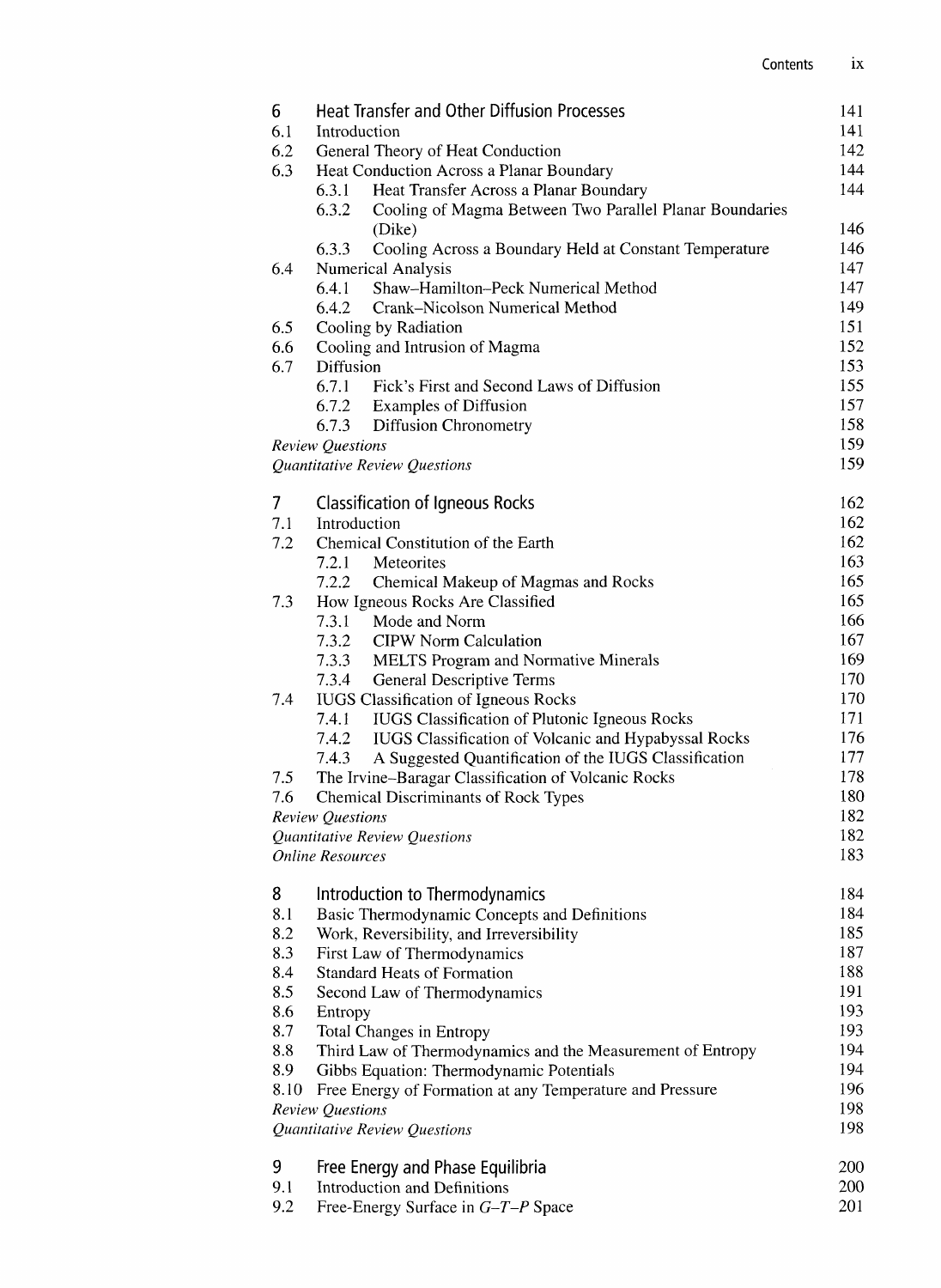| | | |
|---|---|---|
| **6** | **Heat Transfer and Other Diffusion Processes** | **141** |
| 6.1 | Introduction | 141 |
| 6.2 | General Theory of Heat Conduction | 142 |
| 6.3 | Heat Conduction Across a Planar Boundary | 144 |
| | 6.3.1 Heat Transfer Across a Planar Boundary | 144 |
| | 6.3.2 Cooling of Magma Between Two Parallel Planar Boundaries (Dike) | 146 |
| | 6.3.3 Cooling Across a Boundary Held at Constant Temperature | 146 |
| 6.4 | Numerical Analysis | 147 |
| | 6.4.1 Shaw–Hamilton–Peck Numerical Method | 147 |
| | 6.4.2 Crank–Nicolson Numerical Method | 149 |
| 6.5 | Cooling by Radiation | 151 |
| 6.6 | Cooling and Intrusion of Magma | 152 |
| 6.7 | Diffusion | 153 |
| | 6.7.1 Fick's First and Second Laws of Diffusion | 155 |
| | 6.7.2 Examples of Diffusion | 157 |
| | 6.7.3 Diffusion Chronometry | 158 |
| | *Review Questions* | 159 |
| | *Quantitative Review Questions* | 159 |
| **7** | **Classification of Igneous Rocks** | **162** |
| 7.1 | Introduction | 162 |
| 7.2 | Chemical Constitution of the Earth | 162 |
| | 7.2.1 Meteorites | 163 |
| | 7.2.2 Chemical Makeup of Magmas and Rocks | 165 |
| 7.3 | How Igneous Rocks Are Classified | 165 |
| | 7.3.1 Mode and Norm | 166 |
| | 7.3.2 CIPW Norm Calculation | 167 |
| | 7.3.3 MELTS Program and Normative Minerals | 169 |
| | 7.3.4 General Descriptive Terms | 170 |
| 7.4 | IUGS Classification of Igneous Rocks | 170 |
| | 7.4.1 IUGS Classification of Plutonic Igneous Rocks | 171 |
| | 7.4.2 IUGS Classification of Volcanic and Hypabyssal Rocks | 176 |
| | 7.4.3 A Suggested Quantification of the IUGS Classification | 177 |
| 7.5 | The Irvine–Baragar Classification of Volcanic Rocks | 178 |
| 7.6 | Chemical Discriminants of Rock Types | 180 |
| | *Review Questions* | 182 |
| | *Quantitative Review Questions* | 182 |
| | *Online Resources* | 183 |
| **8** | **Introduction to Thermodynamics** | **184** |
| 8.1 | Basic Thermodynamic Concepts and Definitions | 184 |
| 8.2 | Work, Reversibility, and Irreversibility | 185 |
| 8.3 | First Law of Thermodynamics | 187 |
| 8.4 | Standard Heats of Formation | 188 |
| 8.5 | Second Law of Thermodynamics | 191 |
| 8.6 | Entropy | 193 |
| 8.7 | Total Changes in Entropy | 193 |
| 8.8 | Third Law of Thermodynamics and the Measurement of Entropy | 194 |
| 8.9 | Gibbs Equation: Thermodynamic Potentials | 194 |
| 8.10 | Free Energy of Formation at any Temperature and Pressure | 196 |
| | *Review Questions* | 198 |
| | *Quantitative Review Questions* | 198 |
| **9** | **Free Energy and Phase Equilibria** | **200** |
| 9.1 | Introduction and Definitions | 200 |
| 9.2 | Free-Energy Surface in $G$–$T$–$P$ Space | 201 |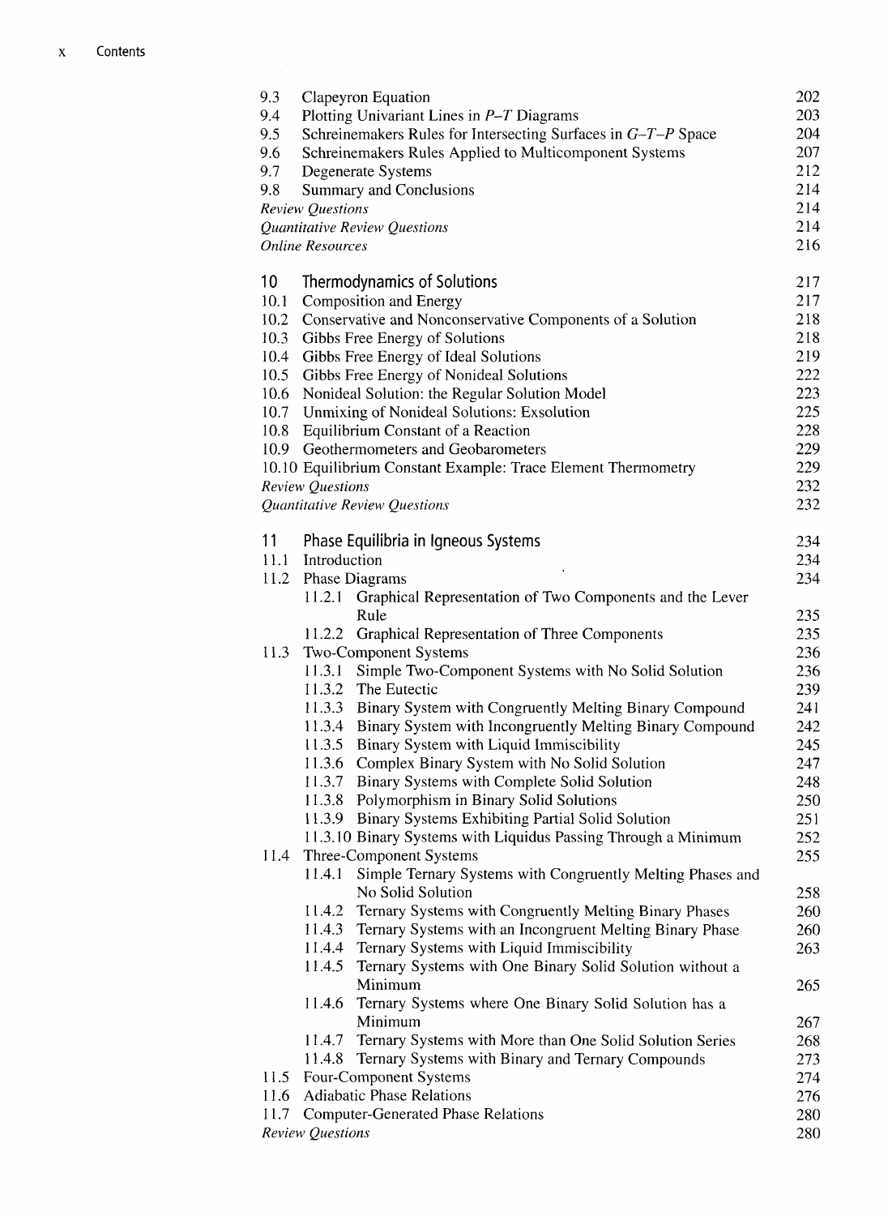| | | |
|---|---|---|
| 9.3 | Clapeyron Equation | 202 |
| 9.4 | Plotting Univariant Lines in $P$–$T$ Diagrams | 203 |
| 9.5 | Schreinemakers Rules for Intersecting Surfaces in $G$–$T$–$P$ Space | 204 |
| 9.6 | Schreinemakers Rules Applied to Multicomponent Systems | 207 |
| 9.7 | Degenerate Systems | 212 |
| 9.8 | Summary and Conclusions | 214 |
| | *Review Questions* | 214 |
| | *Quantitative Review Questions* | 214 |
| | *Online Resources* | 216 |

## 10 Thermodynamics of Solutions — 217

| | | |
|---|---|---|
| 10.1 | Composition and Energy | 217 |
| 10.2 | Conservative and Nonconservative Components of a Solution | 218 |
| 10.3 | Gibbs Free Energy of Solutions | 218 |
| 10.4 | Gibbs Free Energy of Ideal Solutions | 219 |
| 10.5 | Gibbs Free Energy of Nonideal Solutions | 222 |
| 10.6 | Nonideal Solution: the Regular Solution Model | 223 |
| 10.7 | Unmixing of Nonideal Solutions: Exsolution | 225 |
| 10.8 | Equilibrium Constant of a Reaction | 228 |
| 10.9 | Geothermometers and Geobarometers | 229 |
| 10.10 | Equilibrium Constant Example: Trace Element Thermometry | 229 |
| | *Review Questions* | 232 |
| | *Quantitative Review Questions* | 232 |

## 11 Phase Equilibria in Igneous Systems — 234

| | | |
|---|---|---|
| 11.1 | Introduction | 234 |
| 11.2 | Phase Diagrams | 234 |
| | 11.2.1 Graphical Representation of Two Components and the Lever Rule | 235 |
| | 11.2.2 Graphical Representation of Three Components | 235 |
| 11.3 | Two-Component Systems | 236 |
| | 11.3.1 Simple Two-Component Systems with No Solid Solution | 236 |
| | 11.3.2 The Eutectic | 239 |
| | 11.3.3 Binary System with Congruently Melting Binary Compound | 241 |
| | 11.3.4 Binary System with Incongruently Melting Binary Compound | 242 |
| | 11.3.5 Binary System with Liquid Immiscibility | 245 |
| | 11.3.6 Complex Binary System with No Solid Solution | 247 |
| | 11.3.7 Binary Systems with Complete Solid Solution | 248 |
| | 11.3.8 Polymorphism in Binary Solid Solutions | 250 |
| | 11.3.9 Binary Systems Exhibiting Partial Solid Solution | 251 |
| | 11.3.10 Binary Systems with Liquidus Passing Through a Minimum | 252 |
| 11.4 | Three-Component Systems | 255 |
| | 11.4.1 Simple Ternary Systems with Congruently Melting Phases and No Solid Solution | 258 |
| | 11.4.2 Ternary Systems with Congruently Melting Binary Phases | 260 |
| | 11.4.3 Ternary Systems with an Incongruent Melting Binary Phase | 260 |
| | 11.4.4 Ternary Systems with Liquid Immiscibility | 263 |
| | 11.4.5 Ternary Systems with One Binary Solid Solution without a Minimum | 265 |
| | 11.4.6 Ternary Systems where One Binary Solid Solution has a Minimum | 267 |
| | 11.4.7 Ternary Systems with More than One Solid Solution Series | 268 |
| | 11.4.8 Ternary Systems with Binary and Ternary Compounds | 273 |
| 11.5 | Four-Component Systems | 274 |
| 11.6 | Adiabatic Phase Relations | 276 |
| 11.7 | Computer-Generated Phase Relations | 280 |
| | *Review Questions* | 280 |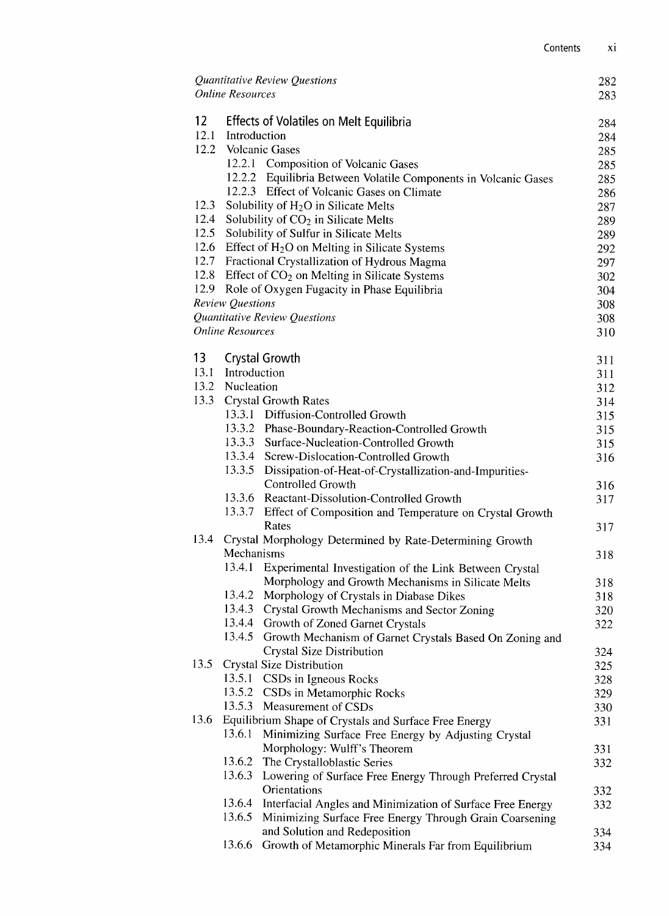*Quantitative Review Questions* 282
*Online Resources* 283

## 12 Effects of Volatiles on Melt Equilibria 284

12.1 Introduction 284
12.2 Volcanic Gases 285
  12.2.1 Composition of Volcanic Gases 285
  12.2.2 Equilibria Between Volatile Components in Volcanic Gases 285
  12.2.3 Effect of Volcanic Gases on Climate 286
12.3 Solubility of $H_2O$ in Silicate Melts 287
12.4 Solubility of $CO_2$ in Silicate Melts 289
12.5 Solubility of Sulfur in Silicate Melts 289
12.6 Effect of $H_2O$ on Melting in Silicate Systems 292
12.7 Fractional Crystallization of Hydrous Magma 297
12.8 Effect of $CO_2$ on Melting in Silicate Systems 302
12.9 Role of Oxygen Fugacity in Phase Equilibria 304
*Review Questions* 308
*Quantitative Review Questions* 308
*Online Resources* 310

## 13 Crystal Growth 311

13.1 Introduction 311
13.2 Nucleation 312
13.3 Crystal Growth Rates 314
  13.3.1 Diffusion-Controlled Growth 315
  13.3.2 Phase-Boundary-Reaction-Controlled Growth 315
  13.3.3 Surface-Nucleation-Controlled Growth 315
  13.3.4 Screw-Dislocation-Controlled Growth 316
  13.3.5 Dissipation-of-Heat-of-Crystallization-and-Impurities-Controlled Growth 316
  13.3.6 Reactant-Dissolution-Controlled Growth 317
  13.3.7 Effect of Composition and Temperature on Crystal Growth Rates 317
13.4 Crystal Morphology Determined by Rate-Determining Growth Mechanisms 318
  13.4.1 Experimental Investigation of the Link Between Crystal Morphology and Growth Mechanisms in Silicate Melts 318
  13.4.2 Morphology of Crystals in Diabase Dikes 318
  13.4.3 Crystal Growth Mechanisms and Sector Zoning 320
  13.4.4 Growth of Zoned Garnet Crystals 322
  13.4.5 Growth Mechanism of Garnet Crystals Based On Zoning and Crystal Size Distribution 324
13.5 Crystal Size Distribution 325
  13.5.1 CSDs in Igneous Rocks 328
  13.5.2 CSDs in Metamorphic Rocks 329
  13.5.3 Measurement of CSDs 330
13.6 Equilibrium Shape of Crystals and Surface Free Energy 331
  13.6.1 Minimizing Surface Free Energy by Adjusting Crystal Morphology: Wulff's Theorem 331
  13.6.2 The Crystalloblastic Series 332
  13.6.3 Lowering of Surface Free Energy Through Preferred Crystal Orientations 332
  13.6.4 Interfacial Angles and Minimization of Surface Free Energy 332
  13.6.5 Minimizing Surface Free Energy Through Grain Coarsening and Solution and Redeposition 334
  13.6.6 Growth of Metamorphic Minerals Far from Equilibrium 334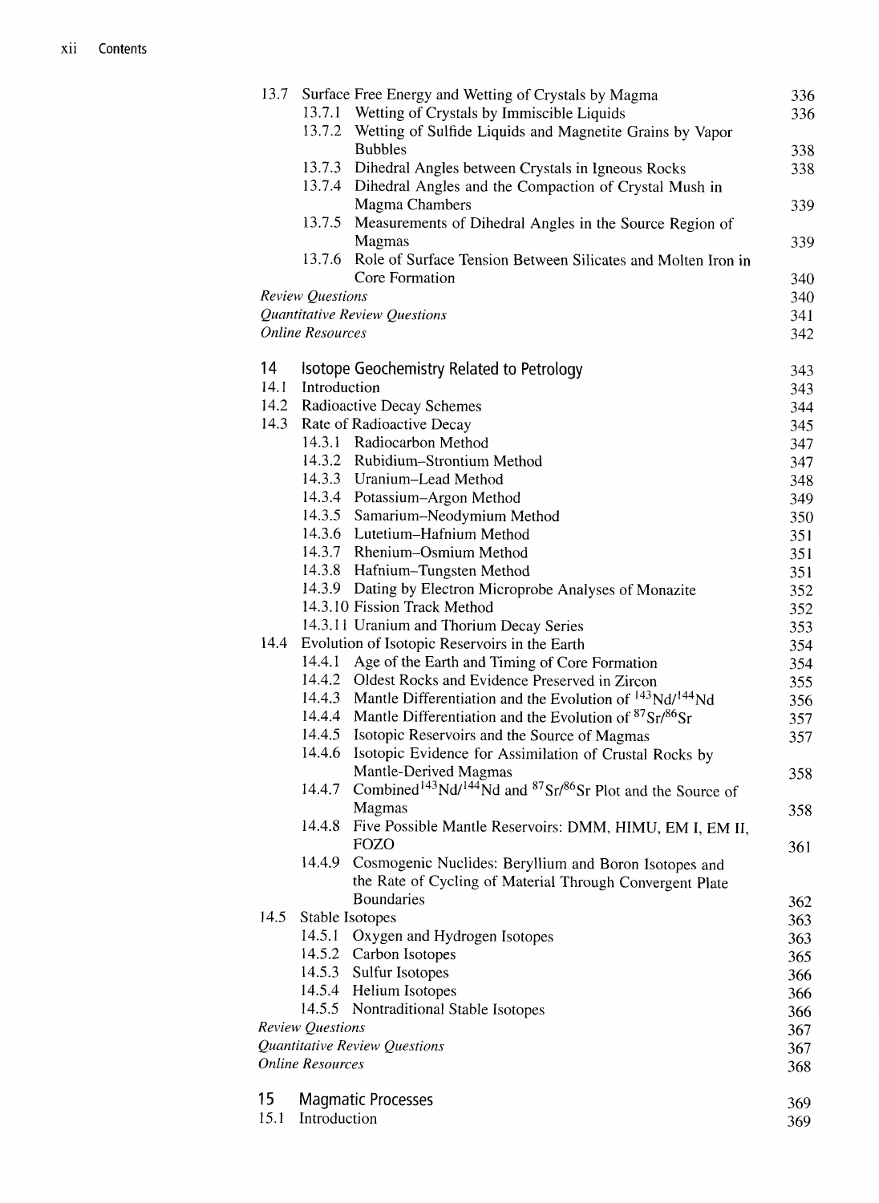13.7 Surface Free Energy and Wetting of Crystals by Magma 336
- 13.7.1 Wetting of Crystals by Immiscible Liquids 336
- 13.7.2 Wetting of Sulfide Liquids and Magnetite Grains by Vapor Bubbles 338
- 13.7.3 Dihedral Angles between Crystals in Igneous Rocks 338
- 13.7.4 Dihedral Angles and the Compaction of Crystal Mush in Magma Chambers 339
- 13.7.5 Measurements of Dihedral Angles in the Source Region of Magmas 339
- 13.7.6 Role of Surface Tension Between Silicates and Molten Iron in Core Formation 340

*Review Questions* 340
*Quantitative Review Questions* 341
*Online Resources* 342

## 14 Isotope Geochemistry Related to Petrology 343

14.1 Introduction 343
14.2 Radioactive Decay Schemes 344
14.3 Rate of Radioactive Decay 345
- 14.3.1 Radiocarbon Method 347
- 14.3.2 Rubidium–Strontium Method 347
- 14.3.3 Uranium–Lead Method 348
- 14.3.4 Potassium–Argon Method 349
- 14.3.5 Samarium–Neodymium Method 350
- 14.3.6 Lutetium–Hafnium Method 351
- 14.3.7 Rhenium–Osmium Method 351
- 14.3.8 Hafnium–Tungsten Method 351
- 14.3.9 Dating by Electron Microprobe Analyses of Monazite 352
- 14.3.10 Fission Track Method 352
- 14.3.11 Uranium and Thorium Decay Series 353

14.4 Evolution of Isotopic Reservoirs in the Earth 354
- 14.4.1 Age of the Earth and Timing of Core Formation 354
- 14.4.2 Oldest Rocks and Evidence Preserved in Zircon 355
- 14.4.3 Mantle Differentiation and the Evolution of $^{143}Nd/^{144}Nd$ 356
- 14.4.4 Mantle Differentiation and the Evolution of $^{87}Sr/^{86}Sr$ 357
- 14.4.5 Isotopic Reservoirs and the Source of Magmas 357
- 14.4.6 Isotopic Evidence for Assimilation of Crustal Rocks by Mantle-Derived Magmas 358
- 14.4.7 Combined $^{143}Nd/^{144}Nd$ and $^{87}Sr/^{86}Sr$ Plot and the Source of Magmas 358
- 14.4.8 Five Possible Mantle Reservoirs: DMM, HIMU, EM I, EM II, FOZO 361
- 14.4.9 Cosmogenic Nuclides: Beryllium and Boron Isotopes and the Rate of Cycling of Material Through Convergent Plate Boundaries 362

14.5 Stable Isotopes 363
- 14.5.1 Oxygen and Hydrogen Isotopes 363
- 14.5.2 Carbon Isotopes 365
- 14.5.3 Sulfur Isotopes 366
- 14.5.4 Helium Isotopes 366
- 14.5.5 Nontraditional Stable Isotopes 366

*Review Questions* 367
*Quantitative Review Questions* 367
*Online Resources* 368

## 15 Magmatic Processes 369

15.1 Introduction 369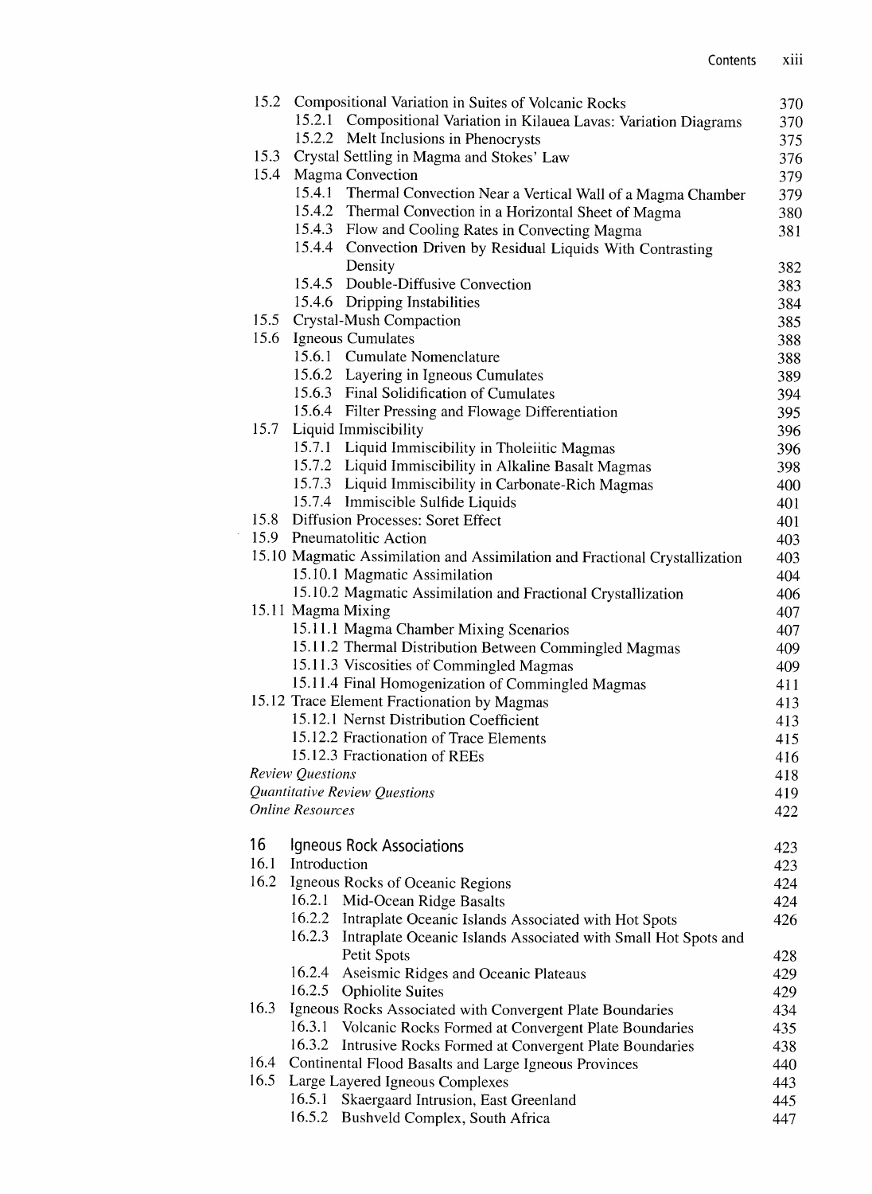| | | |
|---|---|---|
| 15.2 | Compositional Variation in Suites of Volcanic Rocks | 370 |
| | 15.2.1 Compositional Variation in Kilauea Lavas: Variation Diagrams | 370 |
| | 15.2.2 Melt Inclusions in Phenocrysts | 375 |
| 15.3 | Crystal Settling in Magma and Stokes' Law | 376 |
| 15.4 | Magma Convection | 379 |
| | 15.4.1 Thermal Convection Near a Vertical Wall of a Magma Chamber | 379 |
| | 15.4.2 Thermal Convection in a Horizontal Sheet of Magma | 380 |
| | 15.4.3 Flow and Cooling Rates in Convecting Magma | 381 |
| | 15.4.4 Convection Driven by Residual Liquids With Contrasting Density | 382 |
| | 15.4.5 Double-Diffusive Convection | 383 |
| | 15.4.6 Dripping Instabilities | 384 |
| 15.5 | Crystal-Mush Compaction | 385 |
| 15.6 | Igneous Cumulates | 388 |
| | 15.6.1 Cumulate Nomenclature | 388 |
| | 15.6.2 Layering in Igneous Cumulates | 389 |
| | 15.6.3 Final Solidification of Cumulates | 394 |
| | 15.6.4 Filter Pressing and Flowage Differentiation | 395 |
| 15.7 | Liquid Immiscibility | 396 |
| | 15.7.1 Liquid Immiscibility in Tholeiitic Magmas | 396 |
| | 15.7.2 Liquid Immiscibility in Alkaline Basalt Magmas | 398 |
| | 15.7.3 Liquid Immiscibility in Carbonate-Rich Magmas | 400 |
| | 15.7.4 Immiscible Sulfide Liquids | 401 |
| 15.8 | Diffusion Processes: Soret Effect | 401 |
| 15.9 | Pneumatolitic Action | 403 |
| 15.10 | Magmatic Assimilation and Assimilation and Fractional Crystallization | 403 |
| | 15.10.1 Magmatic Assimilation | 404 |
| | 15.10.2 Magmatic Assimilation and Fractional Crystallization | 406 |
| 15.11 | Magma Mixing | 407 |
| | 15.11.1 Magma Chamber Mixing Scenarios | 407 |
| | 15.11.2 Thermal Distribution Between Commingled Magmas | 409 |
| | 15.11.3 Viscosities of Commingled Magmas | 409 |
| | 15.11.4 Final Homogenization of Commingled Magmas | 411 |
| 15.12 | Trace Element Fractionation by Magmas | 413 |
| | 15.12.1 Nernst Distribution Coefficient | 413 |
| | 15.12.2 Fractionation of Trace Elements | 415 |
| | 15.12.3 Fractionation of REEs | 416 |
| | *Review Questions* | 418 |
| | *Quantitative Review Questions* | 419 |
| | *Online Resources* | 422 |
| **16** | **Igneous Rock Associations** | 423 |
| 16.1 | Introduction | 423 |
| 16.2 | Igneous Rocks of Oceanic Regions | 424 |
| | 16.2.1 Mid-Ocean Ridge Basalts | 424 |
| | 16.2.2 Intraplate Oceanic Islands Associated with Hot Spots | 426 |
| | 16.2.3 Intraplate Oceanic Islands Associated with Small Hot Spots and Petit Spots | 428 |
| | 16.2.4 Aseismic Ridges and Oceanic Plateaus | 429 |
| | 16.2.5 Ophiolite Suites | 429 |
| 16.3 | Igneous Rocks Associated with Convergent Plate Boundaries | 434 |
| | 16.3.1 Volcanic Rocks Formed at Convergent Plate Boundaries | 435 |
| | 16.3.2 Intrusive Rocks Formed at Convergent Plate Boundaries | 438 |
| 16.4 | Continental Flood Basalts and Large Igneous Provinces | 440 |
| 16.5 | Large Layered Igneous Complexes | 443 |
| | 16.5.1 Skaergaard Intrusion, East Greenland | 445 |
| | 16.5.2 Bushveld Complex, South Africa | 447 |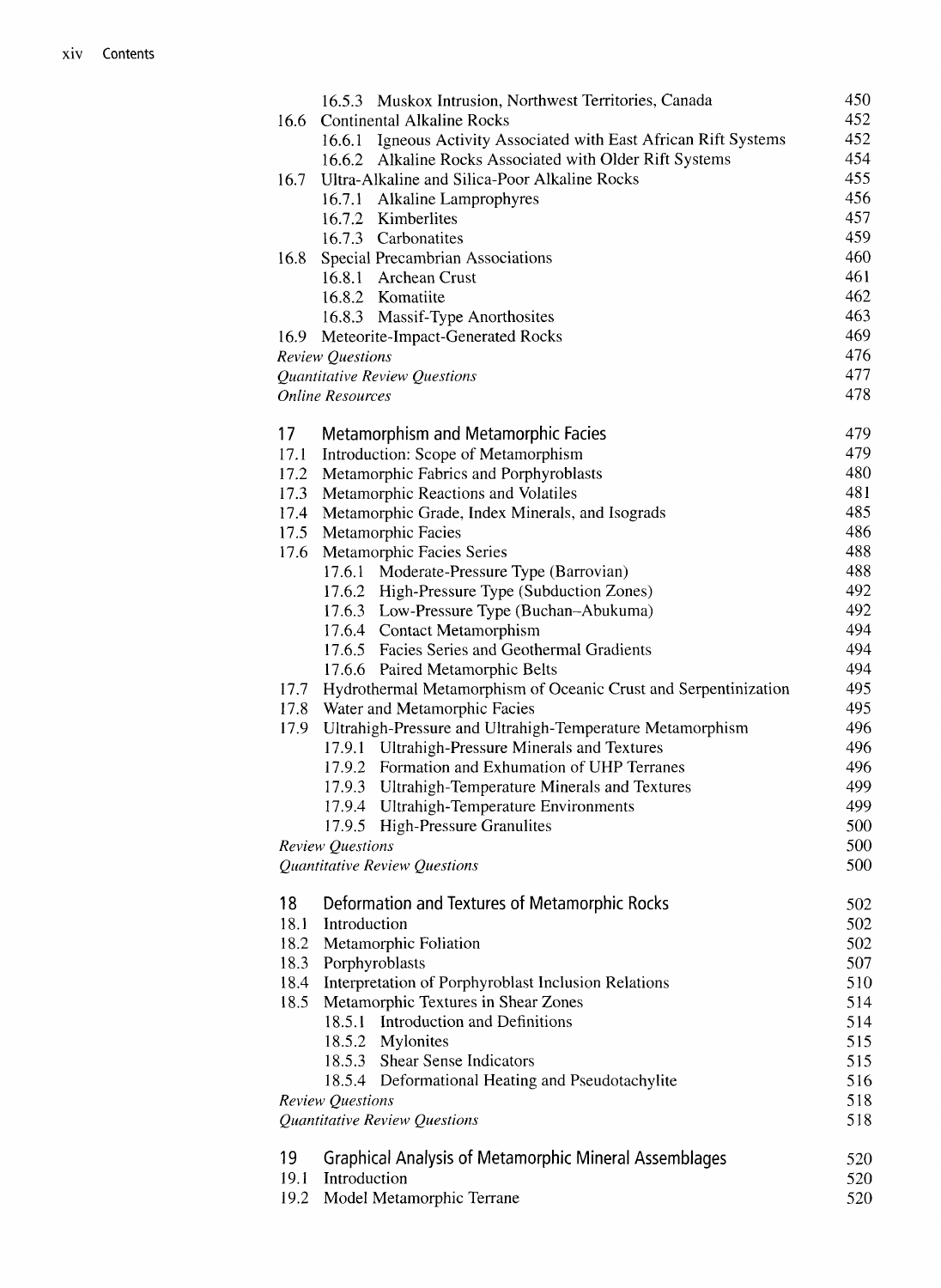16.5.3 Muskox Intrusion, Northwest Territories, Canada 450

16.6 Continental Alkaline Rocks 452

16.6.1 Igneous Activity Associated with East African Rift Systems 452

16.6.2 Alkaline Rocks Associated with Older Rift Systems 454

16.7 Ultra-Alkaline and Silica-Poor Alkaline Rocks 455

16.7.1 Alkaline Lamprophyres 456

16.7.2 Kimberlites 457

16.7.3 Carbonatites 459

16.8 Special Precambrian Associations 460

16.8.1 Archean Crust 461

16.8.2 Komatiite 462

16.8.3 Massif-Type Anorthosites 463

16.9 Meteorite-Impact-Generated Rocks 469

*Review Questions* 476

*Quantitative Review Questions* 477

*Online Resources* 478

## 17 Metamorphism and Metamorphic Facies 479

17.1 Introduction: Scope of Metamorphism 479

17.2 Metamorphic Fabrics and Porphyroblasts 480

17.3 Metamorphic Reactions and Volatiles 481

17.4 Metamorphic Grade, Index Minerals, and Isograds 485

17.5 Metamorphic Facies 486

17.6 Metamorphic Facies Series 488

17.6.1 Moderate-Pressure Type (Barrovian) 488

17.6.2 High-Pressure Type (Subduction Zones) 492

17.6.3 Low-Pressure Type (Buchan–Abukuma) 492

17.6.4 Contact Metamorphism 494

17.6.5 Facies Series and Geothermal Gradients 494

17.6.6 Paired Metamorphic Belts 494

17.7 Hydrothermal Metamorphism of Oceanic Crust and Serpentinization 495

17.8 Water and Metamorphic Facies 495

17.9 Ultrahigh-Pressure and Ultrahigh-Temperature Metamorphism 496

17.9.1 Ultrahigh-Pressure Minerals and Textures 496

17.9.2 Formation and Exhumation of UHP Terranes 496

17.9.3 Ultrahigh-Temperature Minerals and Textures 499

17.9.4 Ultrahigh-Temperature Environments 499

17.9.5 High-Pressure Granulites 500

*Review Questions* 500

*Quantitative Review Questions* 500

## 18 Deformation and Textures of Metamorphic Rocks 502

18.1 Introduction 502

18.2 Metamorphic Foliation 502

18.3 Porphyroblasts 507

18.4 Interpretation of Porphyroblast Inclusion Relations 510

18.5 Metamorphic Textures in Shear Zones 514

18.5.1 Introduction and Definitions 514

18.5.2 Mylonites 515

18.5.3 Shear Sense Indicators 515

18.5.4 Deformational Heating and Pseudotachylite 516

*Review Questions* 518

*Quantitative Review Questions* 518

## 19 Graphical Analysis of Metamorphic Mineral Assemblages 520

19.1 Introduction 520

19.2 Model Metamorphic Terrane 520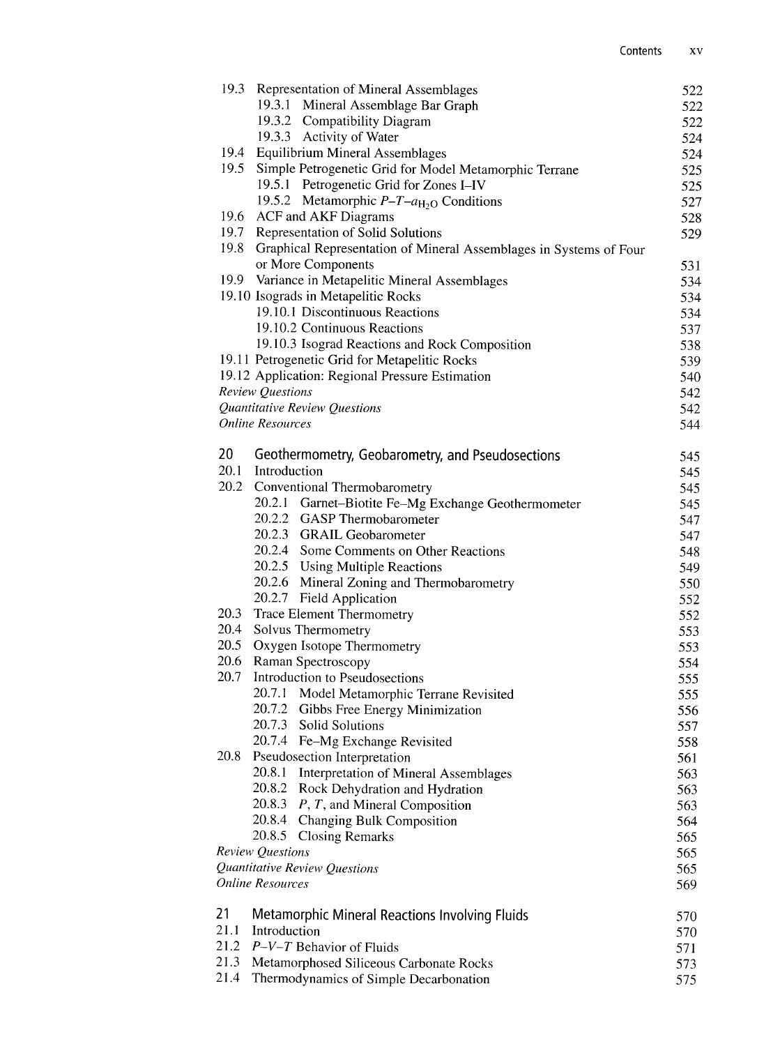| | | |
|---|---|---|
| 19.3 | Representation of Mineral Assemblages | 522 |
| | 19.3.1 Mineral Assemblage Bar Graph | 522 |
| | 19.3.2 Compatibility Diagram | 522 |
| | 19.3.3 Activity of Water | 524 |
| 19.4 | Equilibrium Mineral Assemblages | 524 |
| 19.5 | Simple Petrogenetic Grid for Model Metamorphic Terrane | 525 |
| | 19.5.1 Petrogenetic Grid for Zones I–IV | 525 |
| | 19.5.2 Metamorphic $P$–$T$–$a_{H_2O}$ Conditions | 527 |
| 19.6 | ACF and AKF Diagrams | 528 |
| 19.7 | Representation of Solid Solutions | 529 |
| 19.8 | Graphical Representation of Mineral Assemblages in Systems of Four or More Components | 531 |
| 19.9 | Variance in Metapelitic Mineral Assemblages | 534 |
| 19.10 | Isograds in Metapelitic Rocks | 534 |
| | 19.10.1 Discontinuous Reactions | 534 |
| | 19.10.2 Continuous Reactions | 537 |
| | 19.10.3 Isograd Reactions and Rock Composition | 538 |
| 19.11 | Petrogenetic Grid for Metapelitic Rocks | 539 |
| 19.12 | Application: Regional Pressure Estimation | 540 |
| | *Review Questions* | 542 |
| | *Quantitative Review Questions* | 542 |
| | *Online Resources* | 544 |

## 20 Geothermometry, Geobarometry, and Pseudosections — 545

| | | |
|---|---|---|
| 20.1 | Introduction | 545 |
| 20.2 | Conventional Thermobarometry | 545 |
| | 20.2.1 Garnet–Biotite Fe–Mg Exchange Geothermometer | 545 |
| | 20.2.2 GASP Thermobarometer | 547 |
| | 20.2.3 GRAIL Geobarometer | 547 |
| | 20.2.4 Some Comments on Other Reactions | 548 |
| | 20.2.5 Using Multiple Reactions | 549 |
| | 20.2.6 Mineral Zoning and Thermobarometry | 550 |
| | 20.2.7 Field Application | 552 |
| 20.3 | Trace Element Thermometry | 552 |
| 20.4 | Solvus Thermometry | 553 |
| 20.5 | Oxygen Isotope Thermometry | 553 |
| 20.6 | Raman Spectroscopy | 554 |
| 20.7 | Introduction to Pseudosections | 555 |
| | 20.7.1 Model Metamorphic Terrane Revisited | 555 |
| | 20.7.2 Gibbs Free Energy Minimization | 556 |
| | 20.7.3 Solid Solutions | 557 |
| | 20.7.4 Fe–Mg Exchange Revisited | 558 |
| 20.8 | Pseudosection Interpretation | 561 |
| | 20.8.1 Interpretation of Mineral Assemblages | 563 |
| | 20.8.2 Rock Dehydration and Hydration | 563 |
| | 20.8.3 $P$, $T$, and Mineral Composition | 563 |
| | 20.8.4 Changing Bulk Composition | 564 |
| | 20.8.5 Closing Remarks | 565 |
| | *Review Questions* | 565 |
| | *Quantitative Review Questions* | 565 |
| | *Online Resources* | 569 |

## 21 Metamorphic Mineral Reactions Involving Fluids — 570

| | | |
|---|---|---|
| 21.1 | Introduction | 570 |
| 21.2 | $P$–$V$–$T$ Behavior of Fluids | 571 |
| 21.3 | Metamorphosed Siliceous Carbonate Rocks | 573 |
| 21.4 | Thermodynamics of Simple Decarbonation | 575 |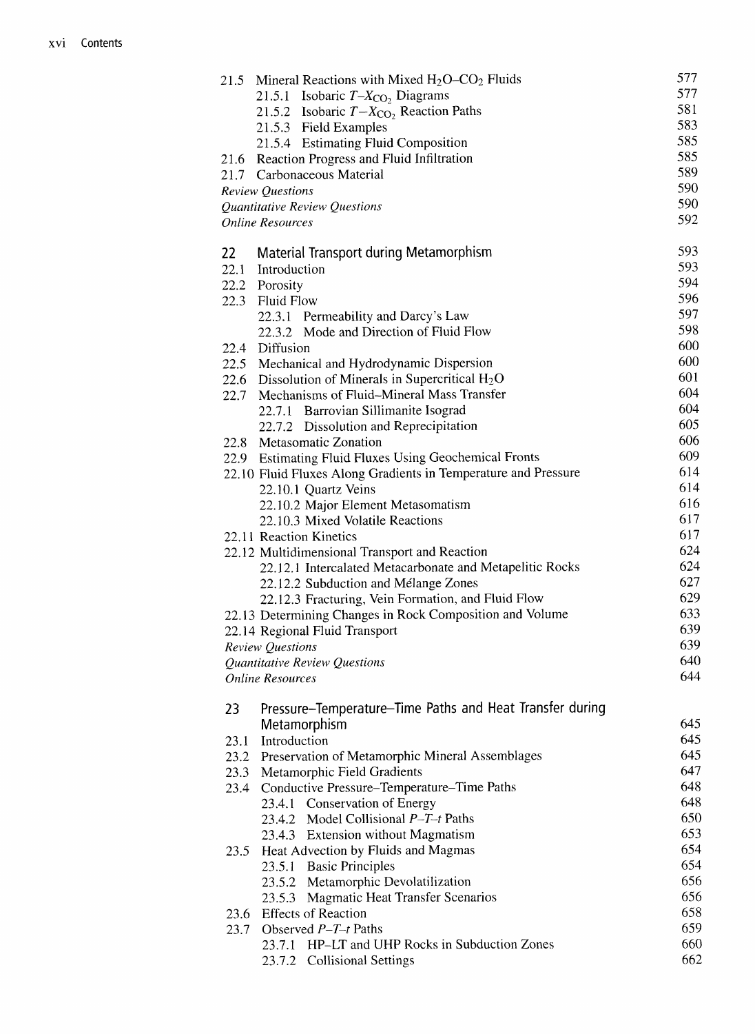| | | |
|---|---|---|
| 21.5 | Mineral Reactions with Mixed $H_2O$–$CO_2$ Fluids | 577 |
| | 21.5.1 Isobaric $T$–$X_{CO_2}$ Diagrams | 577 |
| | 21.5.2 Isobaric $T-X_{CO_2}$ Reaction Paths | 581 |
| | 21.5.3 Field Examples | 583 |
| | 21.5.4 Estimating Fluid Composition | 585 |
| 21.6 | Reaction Progress and Fluid Infiltration | 585 |
| 21.7 | Carbonaceous Material | 589 |
| *Review Questions* | | 590 |
| *Quantitative Review Questions* | | 590 |
| *Online Resources* | | 592 |
| **22** | **Material Transport during Metamorphism** | **593** |
| 22.1 | Introduction | 593 |
| 22.2 | Porosity | 594 |
| 22.3 | Fluid Flow | 596 |
| | 22.3.1 Permeability and Darcy's Law | 597 |
| | 22.3.2 Mode and Direction of Fluid Flow | 598 |
| 22.4 | Diffusion | 600 |
| 22.5 | Mechanical and Hydrodynamic Dispersion | 600 |
| 22.6 | Dissolution of Minerals in Supercritical $H_2O$ | 601 |
| 22.7 | Mechanisms of Fluid–Mineral Mass Transfer | 604 |
| | 22.7.1 Barrovian Sillimanite Isograd | 604 |
| | 22.7.2 Dissolution and Reprecipitation | 605 |
| 22.8 | Metasomatic Zonation | 606 |
| 22.9 | Estimating Fluid Fluxes Using Geochemical Fronts | 609 |
| 22.10 | Fluid Fluxes Along Gradients in Temperature and Pressure | 614 |
| | 22.10.1 Quartz Veins | 614 |
| | 22.10.2 Major Element Metasomatism | 616 |
| | 22.10.3 Mixed Volatile Reactions | 617 |
| 22.11 | Reaction Kinetics | 617 |
| 22.12 | Multidimensional Transport and Reaction | 624 |
| | 22.12.1 Intercalated Metacarbonate and Metapelitic Rocks | 624 |
| | 22.12.2 Subduction and Mélange Zones | 627 |
| | 22.12.3 Fracturing, Vein Formation, and Fluid Flow | 629 |
| 22.13 | Determining Changes in Rock Composition and Volume | 633 |
| 22.14 | Regional Fluid Transport | 639 |
| *Review Questions* | | 639 |
| *Quantitative Review Questions* | | 640 |
| *Online Resources* | | 644 |
| **23** | **Pressure–Temperature–Time Paths and Heat Transfer during Metamorphism** | **645** |
| 23.1 | Introduction | 645 |
| 23.2 | Preservation of Metamorphic Mineral Assemblages | 645 |
| 23.3 | Metamorphic Field Gradients | 647 |
| 23.4 | Conductive Pressure–Temperature–Time Paths | 648 |
| | 23.4.1 Conservation of Energy | 648 |
| | 23.4.2 Model Collisional $P$–$T$–$t$ Paths | 650 |
| | 23.4.3 Extension without Magmatism | 653 |
| 23.5 | Heat Advection by Fluids and Magmas | 654 |
| | 23.5.1 Basic Principles | 654 |
| | 23.5.2 Metamorphic Devolatilization | 656 |
| | 23.5.3 Magmatic Heat Transfer Scenarios | 656 |
| 23.6 | Effects of Reaction | 658 |
| 23.7 | Observed $P$–$T$–$t$ Paths | 659 |
| | 23.7.1 HP–LT and UHP Rocks in Subduction Zones | 660 |
| | 23.7.2 Collisional Settings | 662 |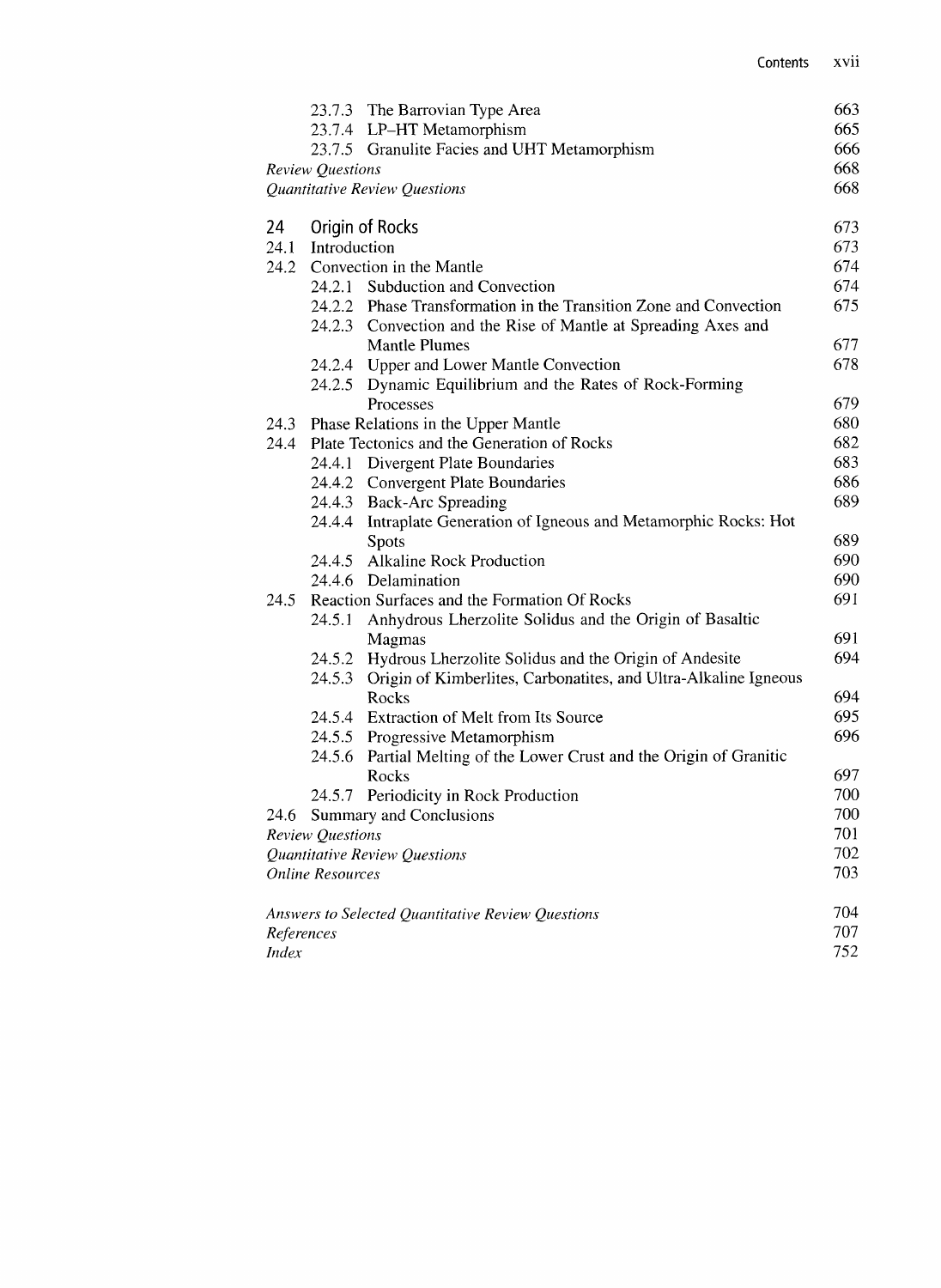| | | |
|---|---|---|
| 23.7.3 | The Barrovian Type Area | 663 |
| 23.7.4 | LP–HT Metamorphism | 665 |
| 23.7.5 | Granulite Facies and UHT Metamorphism | 666 |
| *Review Questions* | | 668 |
| *Quantitative Review Questions* | | 668 |

## 24 Origin of Rocks — 673

| | | |
|---|---|---|
| 24.1 | Introduction | 673 |
| 24.2 | Convection in the Mantle | 674 |
| 24.2.1 | Subduction and Convection | 674 |
| 24.2.2 | Phase Transformation in the Transition Zone and Convection | 675 |
| 24.2.3 | Convection and the Rise of Mantle at Spreading Axes and Mantle Plumes | 677 |
| 24.2.4 | Upper and Lower Mantle Convection | 678 |
| 24.2.5 | Dynamic Equilibrium and the Rates of Rock-Forming Processes | 679 |
| 24.3 | Phase Relations in the Upper Mantle | 680 |
| 24.4 | Plate Tectonics and the Generation of Rocks | 682 |
| 24.4.1 | Divergent Plate Boundaries | 683 |
| 24.4.2 | Convergent Plate Boundaries | 686 |
| 24.4.3 | Back-Arc Spreading | 689 |
| 24.4.4 | Intraplate Generation of Igneous and Metamorphic Rocks: Hot Spots | 689 |
| 24.4.5 | Alkaline Rock Production | 690 |
| 24.4.6 | Delamination | 690 |
| 24.5 | Reaction Surfaces and the Formation Of Rocks | 691 |
| 24.5.1 | Anhydrous Lherzolite Solidus and the Origin of Basaltic Magmas | 691 |
| 24.5.2 | Hydrous Lherzolite Solidus and the Origin of Andesite | 694 |
| 24.5.3 | Origin of Kimberlites, Carbonatites, and Ultra-Alkaline Igneous Rocks | 694 |
| 24.5.4 | Extraction of Melt from Its Source | 695 |
| 24.5.5 | Progressive Metamorphism | 696 |
| 24.5.6 | Partial Melting of the Lower Crust and the Origin of Granitic Rocks | 697 |
| 24.5.7 | Periodicity in Rock Production | 700 |
| 24.6 | Summary and Conclusions | 700 |
| *Review Questions* | | 701 |
| *Quantitative Review Questions* | | 702 |
| *Online Resources* | | 703 |

| | |
|---|---|
| *Answers to Selected Quantitative Review Questions* | 704 |
| *References* | 707 |
| *Index* | 752 |